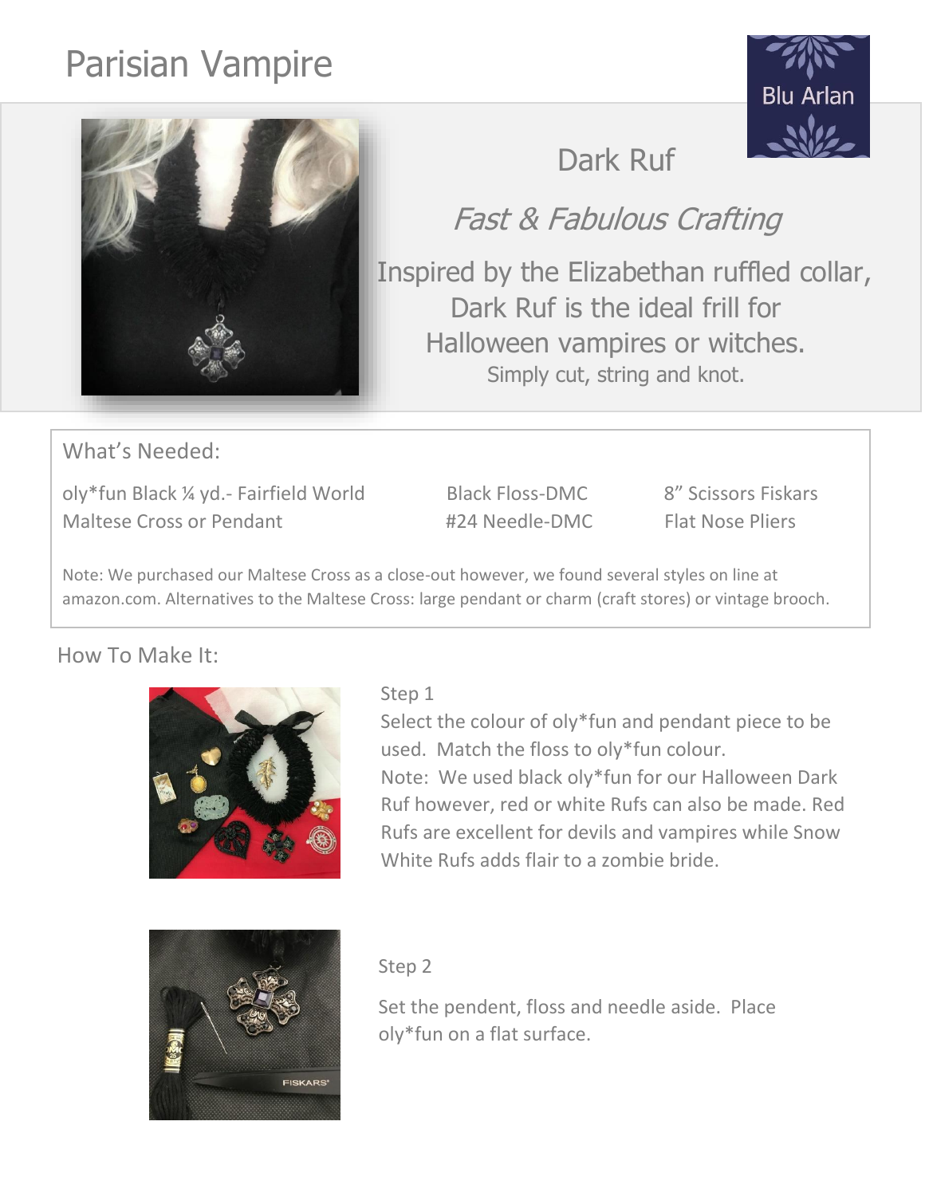# Parisian Vampire

Blu Arlan

## Dark Ruf

*Fast & Fabulous Crafting*

Inspired by the Elizabethan ruffled collar, Dark Ruf is the ideal frill for Halloween vampires or witches.

Simply cut, string and knot.

### What's Needed:

| | | |
|---|---|---|
| oly*fun Black ¼ yd.- Fairfield World | Black Floss-DMC | 8" Scissors Fiskars |
| Maltese Cross or Pendant | #24 Needle-DMC | Flat Nose Pliers |

Note: We purchased our Maltese Cross as a close-out however, we found several styles on line at amazon.com. Alternatives to the Maltese Cross: large pendant or charm (craft stores) or vintage brooch.

### How To Make It:

Step 1

Select the colour of oly*fun and pendant piece to be used. Match the floss to oly*fun colour.

Note: We used black oly*fun for our Halloween Dark Ruf however, red or white Rufs can also be made. Red Rufs are excellent for devils and vampires while Snow White Rufs adds flair to a zombie bride.

Step 2

Set the pendent, floss and needle aside. Place oly*fun on a flat surface.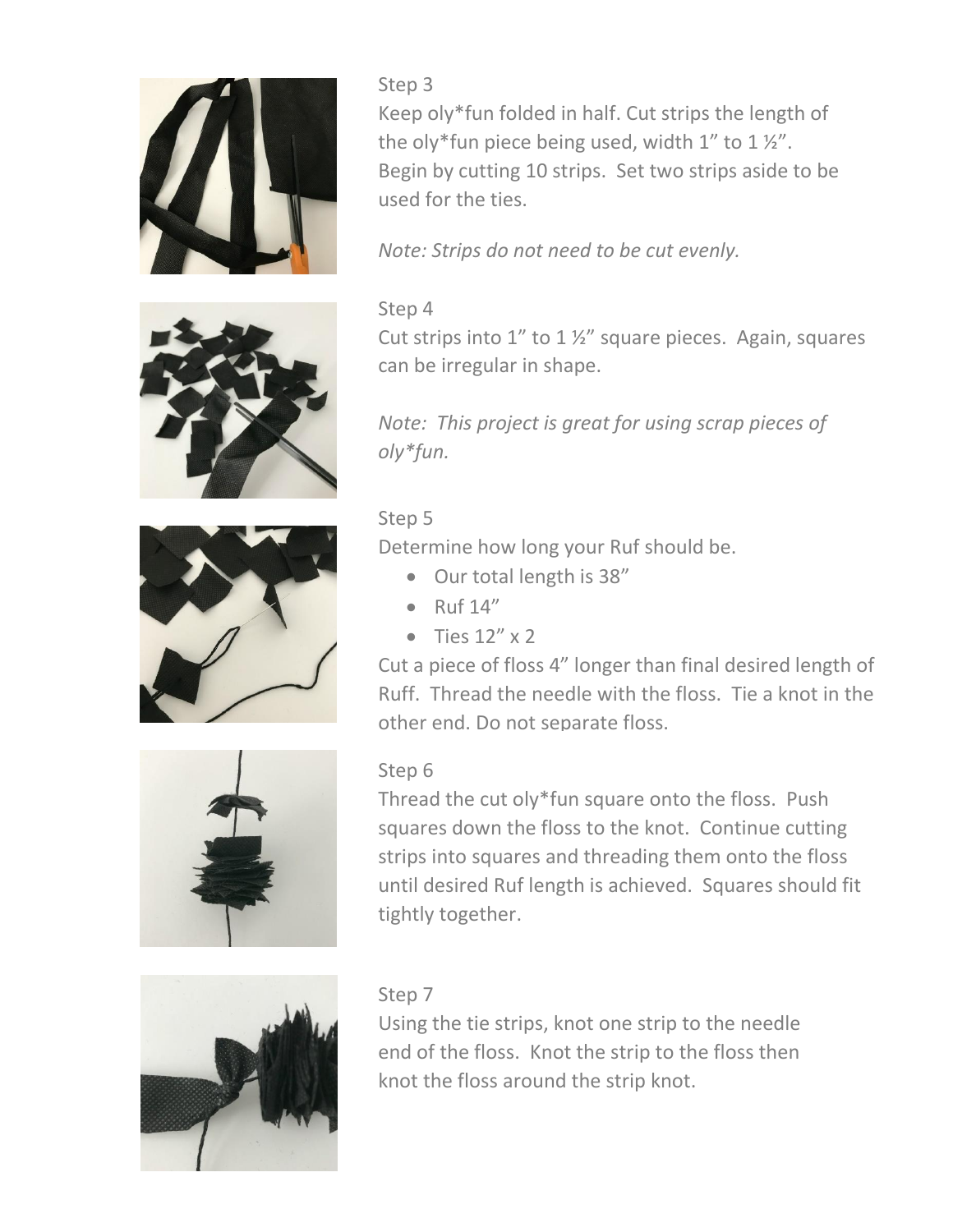Step 3

Keep oly*fun folded in half. Cut strips the length of the oly*fun piece being used, width 1” to 1 ½”. Begin by cutting 10 strips. Set two strips aside to be used for the ties.

*Note: Strips do not need to be cut evenly.*

Step 4

Cut strips into 1” to 1 ½” square pieces. Again, squares can be irregular in shape.

*Note: This project is great for using scrap pieces of oly*fun.*

Step 5

Determine how long your Ruf should be.

- Our total length is 38”
- Ruf 14”
- Ties 12” x 2

Cut a piece of floss 4” longer than final desired length of Ruff. Thread the needle with the floss. Tie a knot in the other end. Do not separate floss.

Step 6

Thread the cut oly*fun square onto the floss. Push squares down the floss to the knot. Continue cutting strips into squares and threading them onto the floss until desired Ruf length is achieved. Squares should fit tightly together.

Step 7

Using the tie strips, knot one strip to the needle end of the floss. Knot the strip to the floss then knot the floss around the strip knot.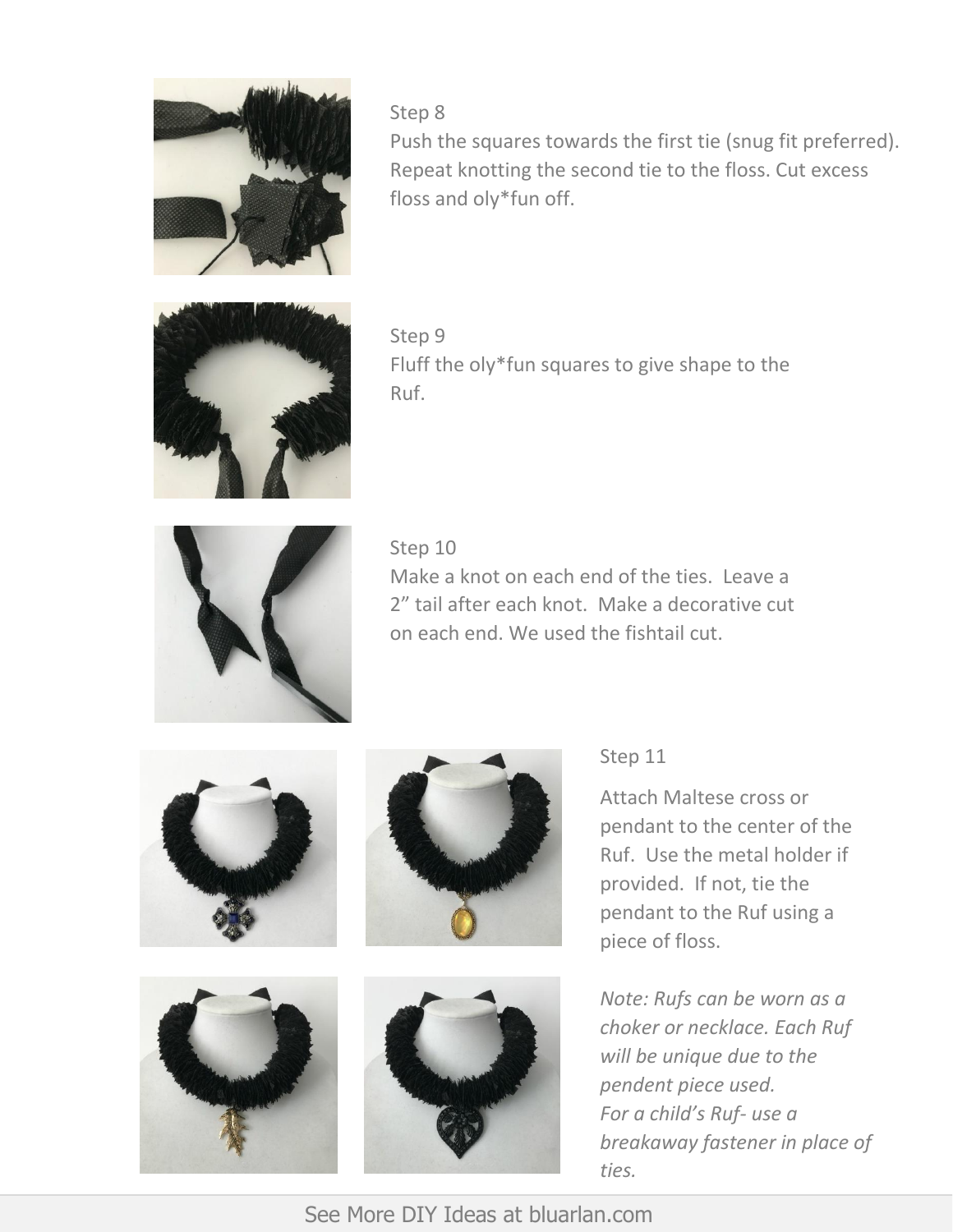Step 8

Push the squares towards the first tie (snug fit preferred). Repeat knotting the second tie to the floss. Cut excess floss and oly*fun off.

Step 9

Fluff the oly*fun squares to give shape to the Ruf.

Step 10

Make a knot on each end of the ties. Leave a 2” tail after each knot. Make a decorative cut on each end. We used the fishtail cut.

Step 11

Attach Maltese cross or pendant to the center of the Ruf. Use the metal holder if provided. If not, tie the pendant to the Ruf using a piece of floss.

*Note: Rufs can be worn as a choker or necklace. Each Ruf will be unique due to the pendent piece used.*
*For a child’s Ruf- use a breakaway fastener in place of ties.*

See More DIY Ideas at bluarlan.com